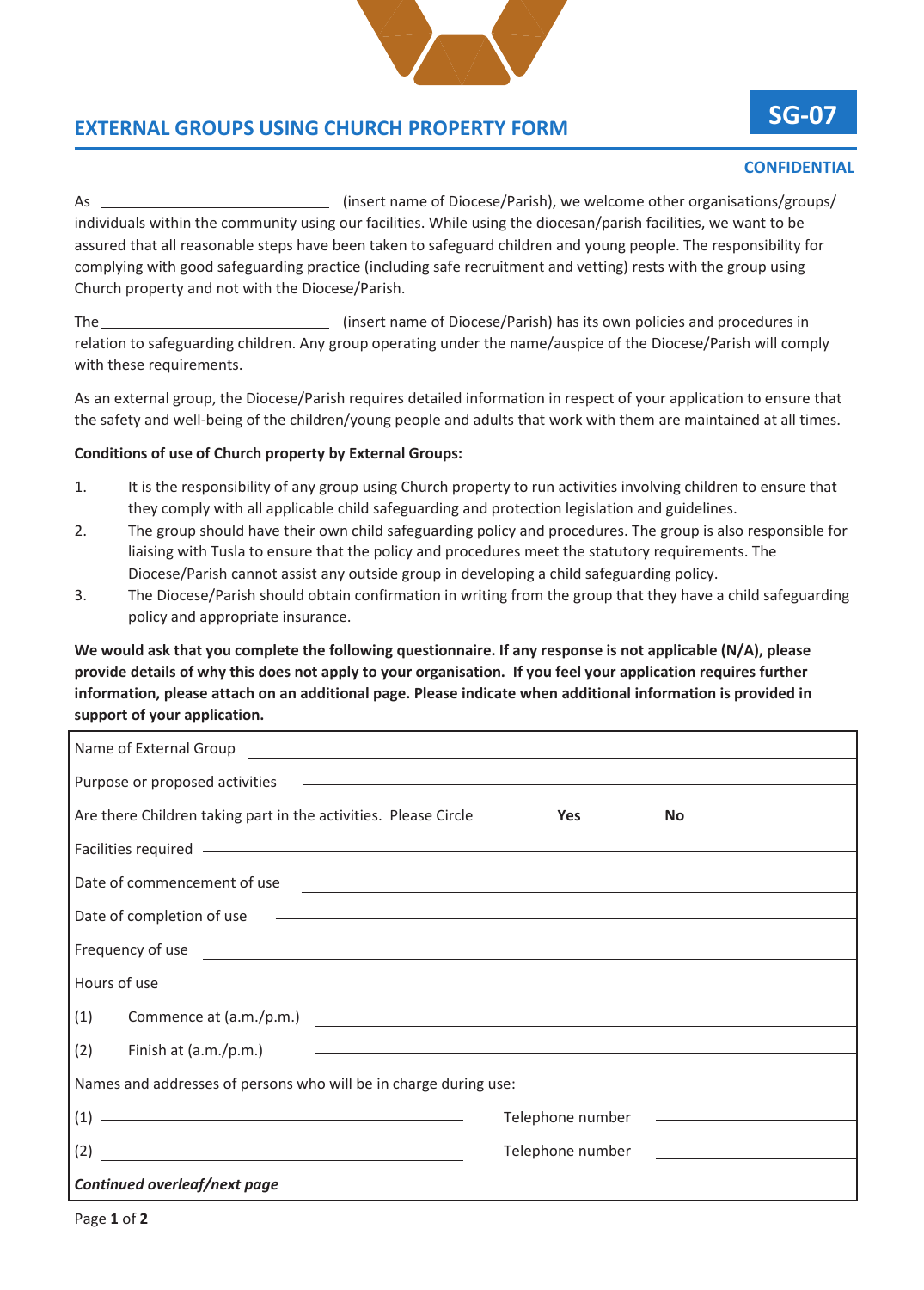# EXTERNAL GROUPS USING CHURCH PROPERTY FORM

**SG-07**

**CONFIDENTIAL**

As ______________________________ (insert name of Diocese/Parish), we welcome other organisations/groups/ individuals within the community using our facilities. While using the diocesan/parish facilities, we want to be assured that all reasonable steps have been taken to safeguard children and young people. The responsibility for complying with good safeguarding practice (including safe recruitment and vetting) rests with the group using Church property and not with the Diocese/Parish.

The ______________________________ (insert name of Diocese/Parish) has its own policies and procedures in relation to safeguarding children. Any group operating under the name/auspice of the Diocese/Parish will comply with these requirements.

As an external group, the Diocese/Parish requires detailed information in respect of your application to ensure that the safety and well-being of the children/young people and adults that work with them are maintained at all times.

**Conditions of use of Church property by External Groups:**

1. It is the responsibility of any group using Church property to run activities involving children to ensure that they comply with all applicable child safeguarding and protection legislation and guidelines.
2. The group should have their own child safeguarding policy and procedures. The group is also responsible for liaising with Tusla to ensure that the policy and procedures meet the statutory requirements. The Diocese/Parish cannot assist any outside group in developing a child safeguarding policy.
3. The Diocese/Parish should obtain confirmation in writing from the group that they have a child safeguarding policy and appropriate insurance.

**We would ask that you complete the following questionnaire. If any response is not applicable (N/A), please provide details of why this does not apply to your organisation. If you feel your application requires further information, please attach on an additional page. Please indicate when additional information is provided in support of your application.**

Name of External Group ______________________________

Purpose or proposed activities ______________________________

Are there Children taking part in the activities. Please Circle **Yes** **No**

Facilities required ______________________________

Date of commencement of use ______________________________

Date of completion of use ______________________________

Frequency of use ______________________________

Hours of use

(1) Commence at (a.m./p.m.) ______________________________

(2) Finish at (a.m./p.m.) ______________________________

Names and addresses of persons who will be in charge during use:

(1) ______________________________ Telephone number ______________

(2) ______________________________ Telephone number ______________

***Continued overleaf/next page***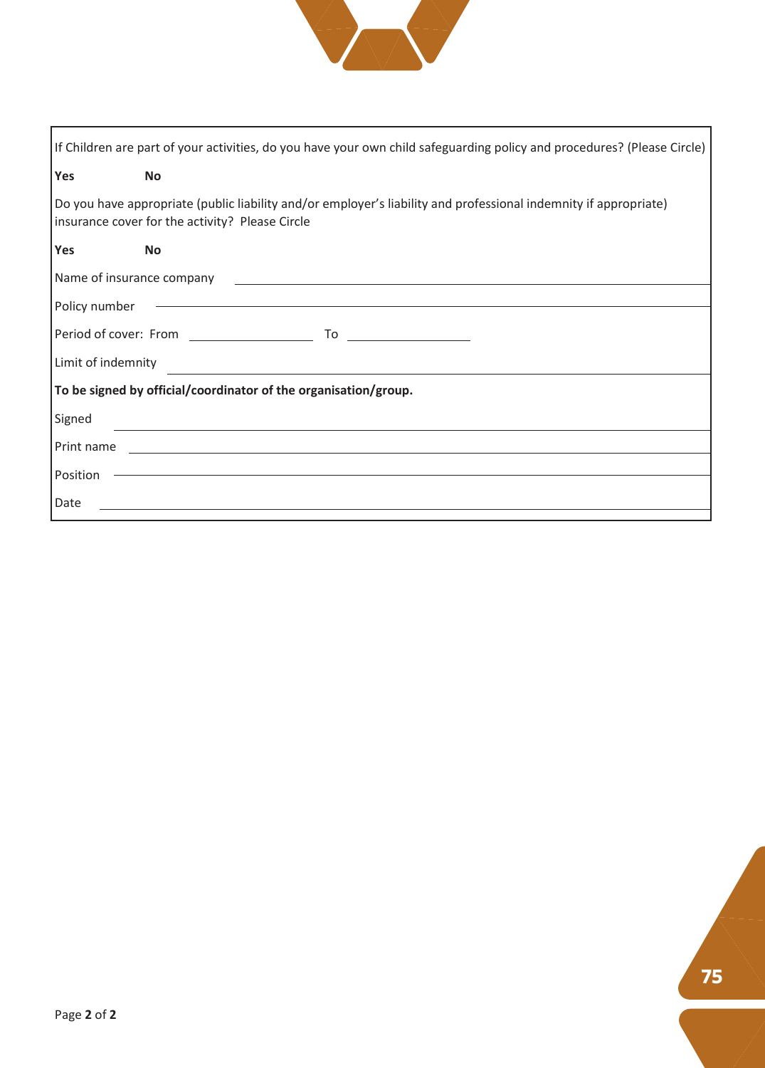If Children are part of your activities, do you have your own child safeguarding policy and procedures? (Please Circle)

**Yes** **No**

Do you have appropriate (public liability and/or employer's liability and professional indemnity if appropriate) insurance cover for the activity? Please Circle

**Yes** **No**

Name of insurance company \_\_\_\_\_\_\_\_\_\_\_\_\_\_\_\_\_\_\_\_\_\_\_\_\_\_\_\_\_\_

Policy number \_\_\_\_\_\_\_\_\_\_\_\_\_\_\_\_\_\_\_\_\_\_\_\_\_\_\_\_\_\_

Period of cover: From \_\_\_\_\_\_\_\_\_\_\_\_\_\_\_ To \_\_\_\_\_\_\_\_\_\_\_\_\_\_\_

Limit of indemnity \_\_\_\_\_\_\_\_\_\_\_\_\_\_\_\_\_\_\_\_\_\_\_\_\_\_\_\_\_\_

**To be signed by official/coordinator of the organisation/group.**

Signed \_\_\_\_\_\_\_\_\_\_\_\_\_\_\_\_\_\_\_\_\_\_\_\_\_\_\_\_\_\_

Print name \_\_\_\_\_\_\_\_\_\_\_\_\_\_\_\_\_\_\_\_\_\_\_\_\_\_\_\_\_\_

Position \_\_\_\_\_\_\_\_\_\_\_\_\_\_\_\_\_\_\_\_\_\_\_\_\_\_\_\_\_\_

Date \_\_\_\_\_\_\_\_\_\_\_\_\_\_\_\_\_\_\_\_\_\_\_\_\_\_\_\_\_\_